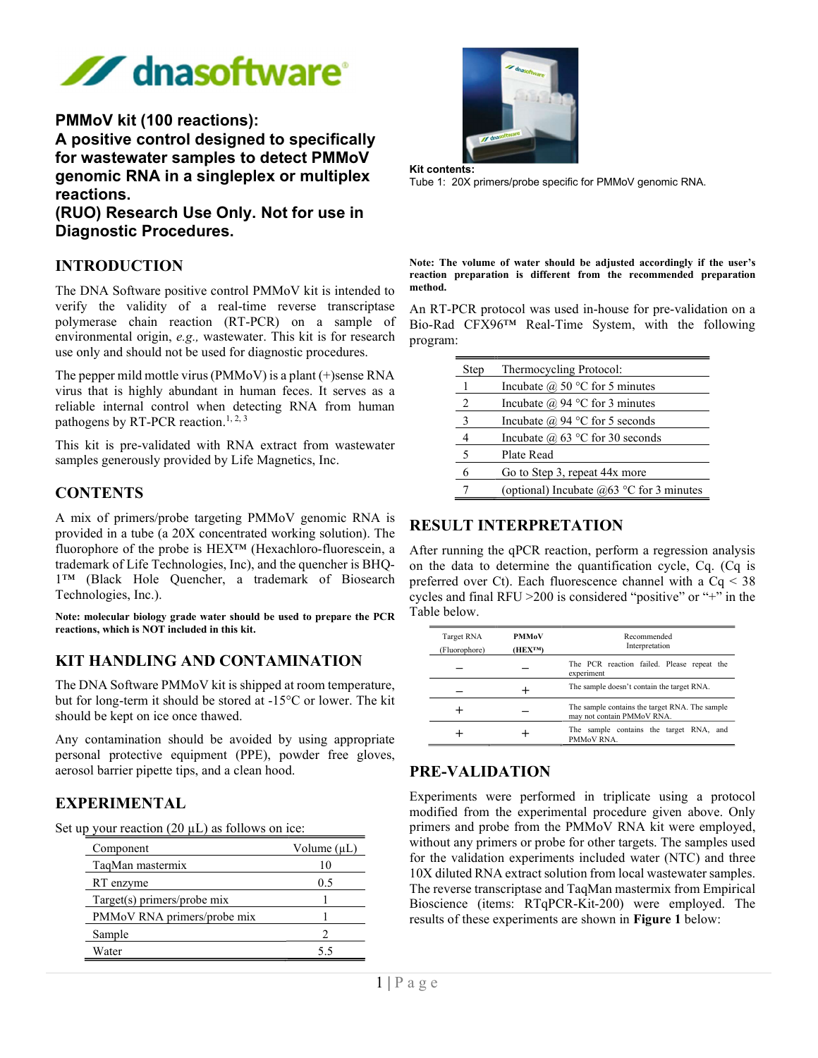# PMMoV kit (100 reactions):

# A positive control designed to specifically for wastewater samples to detect PMMoV genomic RNA in a singleplex or multiplex reactions.

# (RUO) Research Use Only. Not for use in Diagnostic Procedures.

**Kit contents:**

Tube 1: 20X primers/probe specific for PMMoV genomic RNA.

## INTRODUCTION

The DNA Software positive control PMMoV kit is intended to verify the validity of a real-time reverse transcriptase polymerase chain reaction (RT-PCR) on a sample of environmental origin, *e.g.,* wastewater. This kit is for research use only and should not be used for diagnostic procedures.

The pepper mild mottle virus (PMMoV) is a plant (+)sense RNA virus that is highly abundant in human feces. It serves as a reliable internal control when detecting RNA from human pathogens by RT-PCR reaction.[1, 2, 3]

This kit is pre-validated with RNA extract from wastewater samples generously provided by Life Magnetics, Inc.

## CONTENTS

A mix of primers/probe targeting PMMoV genomic RNA is provided in a tube (a 20X concentrated working solution). The fluorophore of the probe is HEX™ (Hexachloro-fluorescein, a trademark of Life Technologies, Inc), and the quencher is BHQ-1™ (Black Hole Quencher, a trademark of Biosearch Technologies, Inc.).

**Note: molecular biology grade water should be used to prepare the PCR reactions, which is NOT included in this kit.**

## KIT HANDLING AND CONTAMINATION

The DNA Software PMMoV kit is shipped at room temperature, but for long-term it should be stored at -15°C or lower. The kit should be kept on ice once thawed.

Any contamination should be avoided by using appropriate personal protective equipment (PPE), powder free gloves, aerosol barrier pipette tips, and a clean hood.

## EXPERIMENTAL

Set up your reaction (20 µL) as follows on ice:

| Component | Volume (µL) |
|---|---|
| TaqMan mastermix | 10 |
| RT enzyme | 0.5 |
| Target(s) primers/probe mix | 1 |
| PMMoV RNA primers/probe mix | 1 |
| Sample | 2 |
| Water | 5.5 |

**Note: The volume of water should be adjusted accordingly if the user's reaction preparation is different from the recommended preparation method.**

An RT-PCR protocol was used in-house for pre-validation on a Bio-Rad CFX96™ Real-Time System, with the following program:

| Step | Thermocycling Protocol: |
|---|---|
| 1 | Incubate @ 50 °C for 5 minutes |
| 2 | Incubate @ 94 °C for 3 minutes |
| 3 | Incubate @ 94 °C for 5 seconds |
| 4 | Incubate @ 63 °C for 30 seconds |
| 5 | Plate Read |
| 6 | Go to Step 3, repeat 44x more |
| 7 | (optional) Incubate @63 °C for 3 minutes |

## RESULT INTERPRETATION

After running the qPCR reaction, perform a regression analysis on the data to determine the quantification cycle, Cq. (Cq is preferred over Ct). Each fluorescence channel with a Cq < 38 cycles and final RFU >200 is considered "positive" or "+" in the Table below.

| Target RNA (Fluorophore) | PMMoV (HEX™) | Recommended Interpretation |
|---|---|---|
| – | – | The PCR reaction failed. Please repeat the experiment |
| – | + | The sample doesn't contain the target RNA. |
| + | – | The sample contains the target RNA. The sample may not contain PMMoV RNA. |
| + | + | The sample contains the target RNA, and PMMoV RNA. |

## PRE-VALIDATION

Experiments were performed in triplicate using a protocol modified from the experimental procedure given above. Only primers and probe from the PMMoV RNA kit were employed, without any primers or probe for other targets. The samples used for the validation experiments included water (NTC) and three 10X diluted RNA extract solution from local wastewater samples. The reverse transcriptase and TaqMan mastermix from Empirical Bioscience (items: RTqPCR-Kit-200) were employed. The results of these experiments are shown in **Figure 1** below: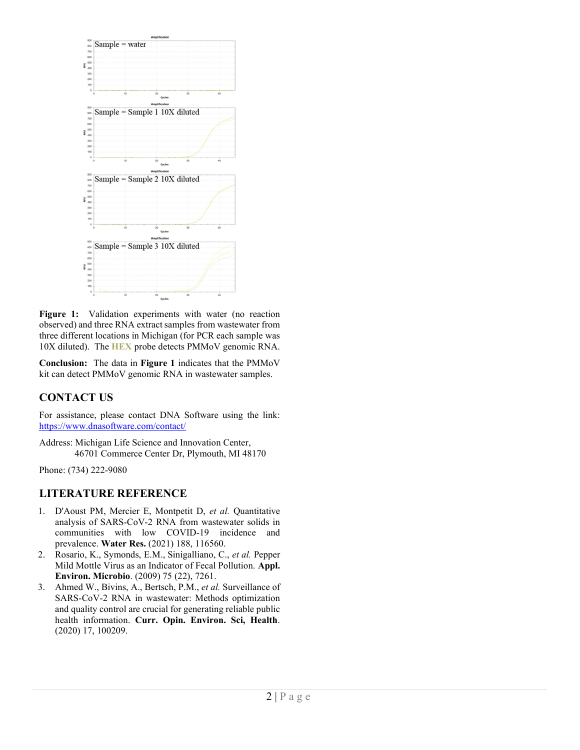Amplification

Sample = water

RFU

900
800
700
600
500
400
300
200
100
0

0 10 20 30 40

Cycles

Amplification

Sample = Sample 1 10X diluted

RFU

900
800
700
600
500
400
300
200
100
0

0 10 20 30 40

Cycles

Amplification

Sample = Sample 2 10X diluted

RFU

900
800
700
600
500
400
300
200
100
0

0 10 20 30 40

Cycles

Amplification

Sample = Sample 3 10X diluted

RFU

900
800
700
600
500
400
300
200
100
0

0 10 20 30 40

Cycles

**Figure 1:** Validation experiments with water (no reaction observed) and three RNA extract samples from wastewater from three different locations in Michigan (for PCR each sample was 10X diluted). The **HEX** probe detects PMMoV genomic RNA.

**Conclusion:** The data in **Figure 1** indicates that the PMMoV kit can detect PMMoV genomic RNA in wastewater samples.

## CONTACT US

For assistance, please contact DNA Software using the link: https://www.dnasoftware.com/contact/

Address: Michigan Life Science and Innovation Center,
46701 Commerce Center Dr, Plymouth, MI 48170

Phone: (734) 222-9080

## LITERATURE REFERENCE

1. D'Aoust PM, Mercier E, Montpetit D, *et al.* Quantitative analysis of SARS-CoV-2 RNA from wastewater solids in communities with low COVID-19 incidence and prevalence. **Water Res.** (2021) 188, 116560.
2. Rosario, K., Symonds, E.M., Sinigalliano, C., *et al.* Pepper Mild Mottle Virus as an Indicator of Fecal Pollution. **Appl. Environ. Microbio**. (2009) 75 (22), 7261.
3. Ahmed W., Bivins, A., Bertsch, P.M., *et al.* Surveillance of SARS-CoV-2 RNA in wastewater: Methods optimization and quality control are crucial for generating reliable public health information. **Curr. Opin. Environ. Sci, Health**. (2020) 17, 100209.